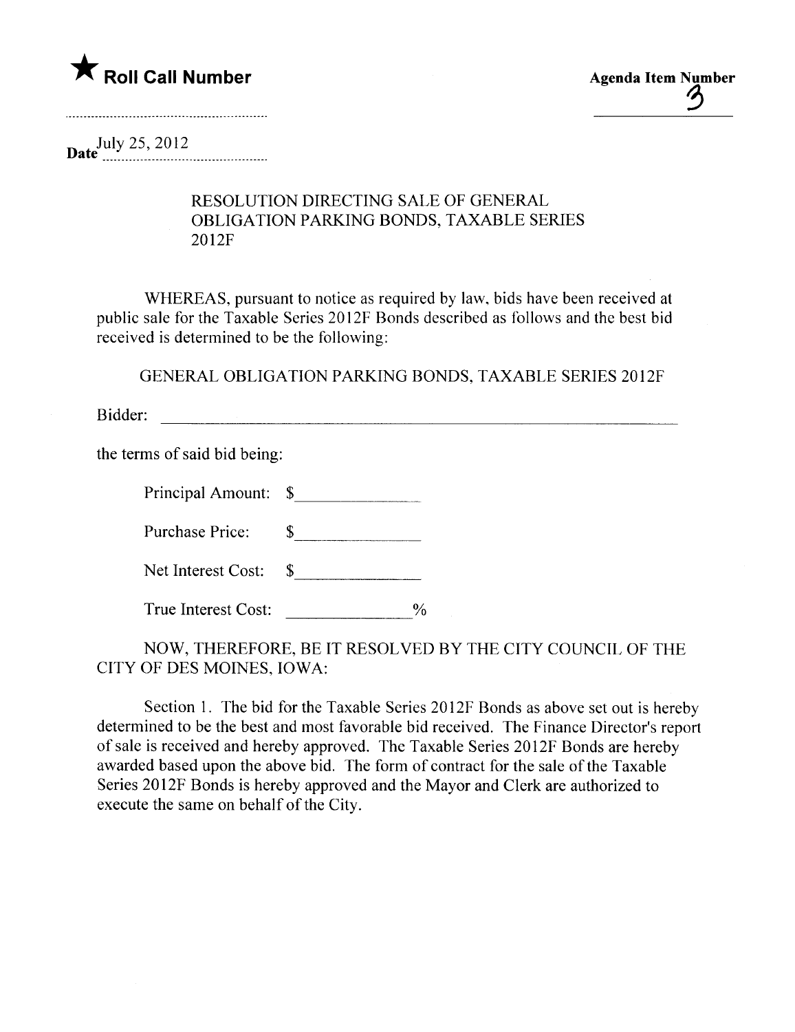★ Roll Call Number

Agenda Item Number 3

Date July 25, 2012

RESOLUTION DIRECTING SALE OF GENERAL OBLIGATION PARKING BONDS, TAXABLE SERIES 2012F

WHEREAS, pursuant to notice as required by law, bids have been received at public sale for the Taxable Series 2012F Bonds described as follows and the best bid received is determined to be the following:

GENERAL OBLIGATION PARKING BONDS, TAXABLE SERIES 2012F

Bidder: ______________________________________________

the terms of said bid being:

Principal Amount: $_______________

Purchase Price: $_______________

Net Interest Cost: $_______________

True Interest Cost: _______________%

NOW, THEREFORE, BE IT RESOLVED BY THE CITY COUNCIL OF THE CITY OF DES MOINES, IOWA:

Section 1. The bid for the Taxable Series 2012F Bonds as above set out is hereby determined to be the best and most favorable bid received. The Finance Director's report of sale is received and hereby approved. The Taxable Series 2012F Bonds are hereby awarded based upon the above bid. The form of contract for the sale of the Taxable Series 2012F Bonds is hereby approved and the Mayor and Clerk are authorized to execute the same on behalf of the City.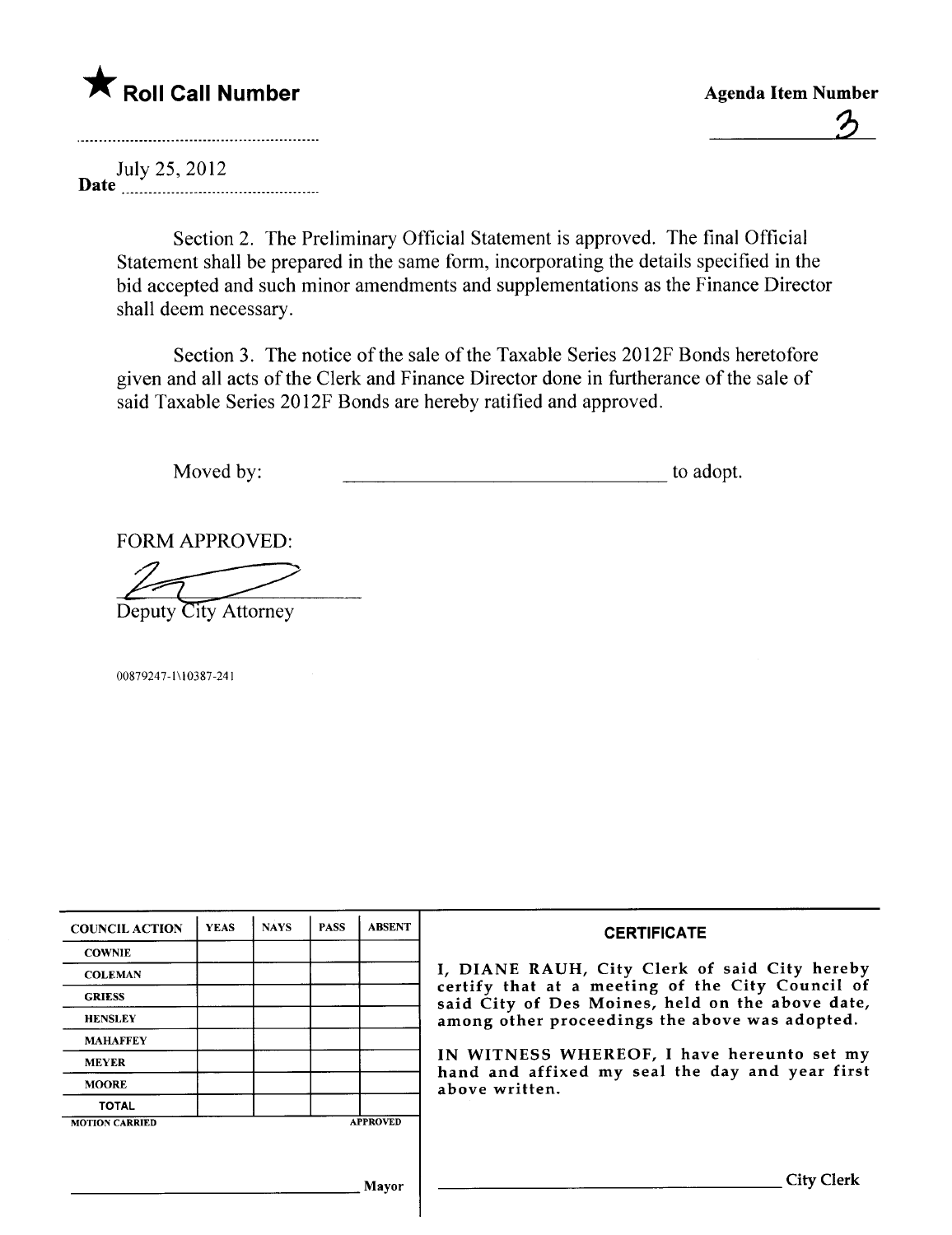★ **Roll Call Number**

**Agenda Item Number**

3

July 25, 2012

**Date**

Section 2. The Preliminary Official Statement is approved. The final Official Statement shall be prepared in the same form, incorporating the details specified in the bid accepted and such minor amendments and supplementations as the Finance Director shall deem necessary.

Section 3. The notice of the sale of the Taxable Series 2012F Bonds heretofore given and all acts of the Clerk and Finance Director done in furtherance of the sale of said Taxable Series 2012F Bonds are hereby ratified and approved.

Moved by: _______________________________ to adopt.

FORM APPROVED:

Deputy City Attorney

00879247-1\10387-241

| COUNCIL ACTION | YEAS | NAYS | PASS | ABSENT |
| --- | --- | --- | --- | --- |
| COWNIE | | | | |
| COLEMAN | | | | |
| GRIESS | | | | |
| HENSLEY | | | | |
| MAHAFFEY | | | | |
| MEYER | | | | |
| MOORE | | | | |
| TOTAL | | | | |

MOTION CARRIED APPROVED

_______________________________ Mayor

**CERTIFICATE**

I, DIANE RAUH, City Clerk of said City hereby certify that at a meeting of the City Council of said City of Des Moines, held on the above date, among other proceedings the above was adopted.

IN WITNESS WHEREOF, I have hereunto set my hand and affixed my seal the day and year first above written.

_______________________________ City Clerk